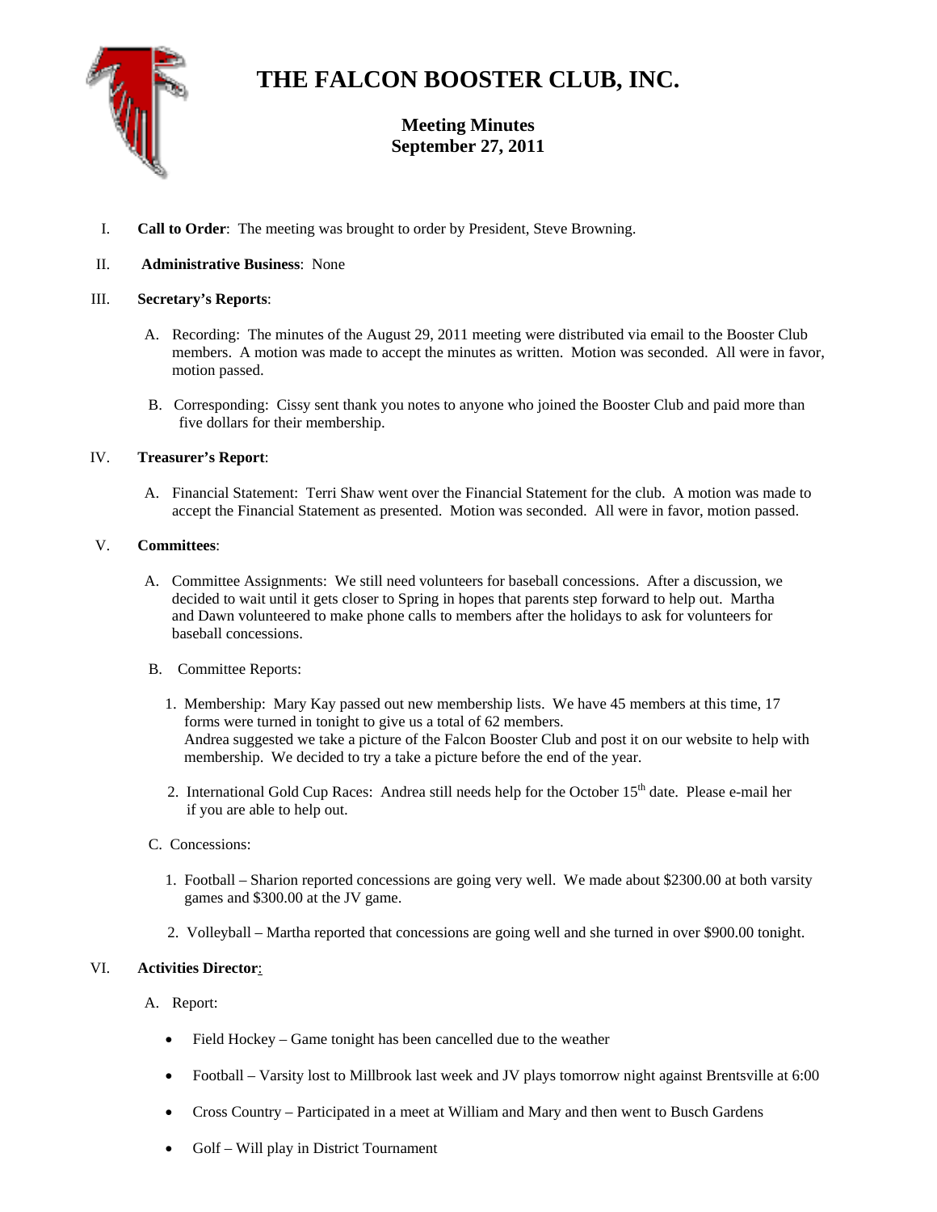# THE FALCON BOOSTER CLUB, INC.

## Meeting Minutes
## September 27, 2011

I. **Call to Order**: The meeting was brought to order by President, Steve Browning.

II. **Administrative Business**: None

III. **Secretary's Reports**:

   A. Recording: The minutes of the August 29, 2011 meeting were distributed via email to the Booster Club members. A motion was made to accept the minutes as written. Motion was seconded. All were in favor, motion passed.

   B. Corresponding: Cissy sent thank you notes to anyone who joined the Booster Club and paid more than five dollars for their membership.

IV. **Treasurer's Report**:

   A. Financial Statement: Terri Shaw went over the Financial Statement for the club. A motion was made to accept the Financial Statement as presented. Motion was seconded. All were in favor, motion passed.

V. **Committees**:

   A. Committee Assignments: We still need volunteers for baseball concessions. After a discussion, we decided to wait until it gets closer to Spring in hopes that parents step forward to help out. Martha and Dawn volunteered to make phone calls to members after the holidays to ask for volunteers for baseball concessions.

   B. Committee Reports:

      1. Membership: Mary Kay passed out new membership lists. We have 45 members at this time, 17 forms were turned in tonight to give us a total of 62 members.
         Andrea suggested we take a picture of the Falcon Booster Club and post it on our website to help with membership. We decided to try a take a picture before the end of the year.

      2. International Gold Cup Races: Andrea still needs help for the October 15th date. Please e-mail her if you are able to help out.

   C. Concessions:

      1. Football – Sharion reported concessions are going very well. We made about $2300.00 at both varsity games and $300.00 at the JV game.

      2. Volleyball – Martha reported that concessions are going well and she turned in over $900.00 tonight.

VI. **Activities Director**:

   A. Report:

   - Field Hockey – Game tonight has been cancelled due to the weather
   - Football – Varsity lost to Millbrook last week and JV plays tomorrow night against Brentsville at 6:00
   - Cross Country – Participated in a meet at William and Mary and then went to Busch Gardens
   - Golf – Will play in District Tournament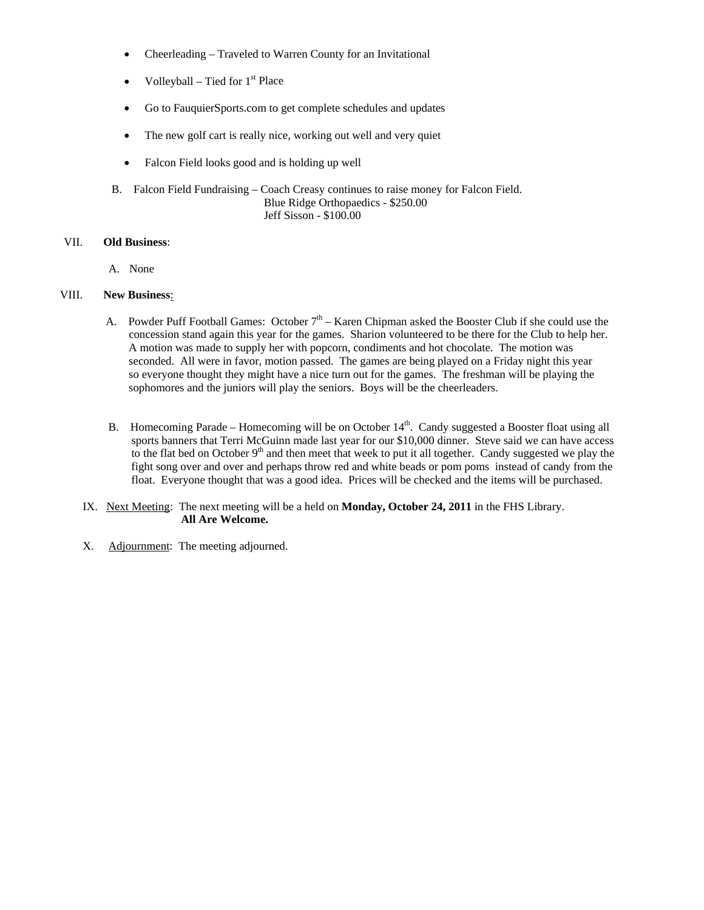- Cheerleading – Traveled to Warren County for an Invitational
- Volleyball – Tied for 1st Place
- Go to FauquierSports.com to get complete schedules and updates
- The new golf cart is really nice, working out well and very quiet
- Falcon Field looks good and is holding up well

B. Falcon Field Fundraising – Coach Creasy continues to raise money for Falcon Field.
Blue Ridge Orthopaedics - $250.00
Jeff Sisson - $100.00

VII. **Old Business**:

A. None

VIII. **New Business**:

A. Powder Puff Football Games: October 7th – Karen Chipman asked the Booster Club if she could use the concession stand again this year for the games. Sharion volunteered to be there for the Club to help her. A motion was made to supply her with popcorn, condiments and hot chocolate. The motion was seconded. All were in favor, motion passed. The games are being played on a Friday night this year so everyone thought they might have a nice turn out for the games. The freshman will be playing the sophomores and the juniors will play the seniors. Boys will be the cheerleaders.

B. Homecoming Parade – Homecoming will be on October 14th. Candy suggested a Booster float using all sports banners that Terri McGuinn made last year for our $10,000 dinner. Steve said we can have access to the flat bed on October 9th and then meet that week to put it all together. Candy suggested we play the fight song over and over and perhaps throw red and white beads or pom poms instead of candy from the float. Everyone thought that was a good idea. Prices will be checked and the items will be purchased.

IX. Next Meeting: The next meeting will be a held on **Monday, October 24, 2011** in the FHS Library.
**All Are Welcome.**

X. Adjournment: The meeting adjourned.